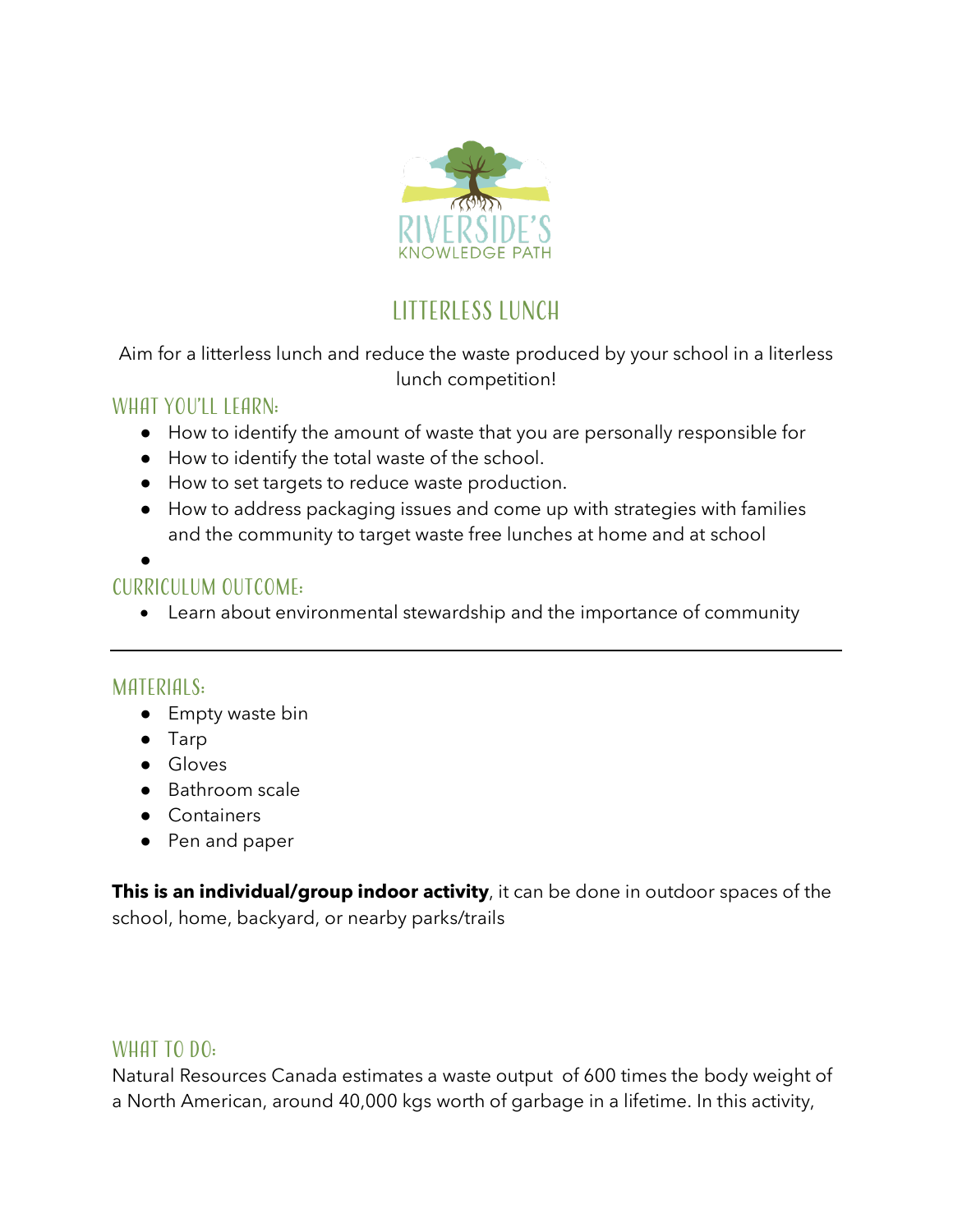# LITTERLESS LUNCH

Aim for a litterless lunch and reduce the waste produced by your school in a literless lunch competition!

## WHAT YOU'LL LEARN:

- How to identify the amount of waste that you are personally responsible for
- How to identify the total waste of the school.
- How to set targets to reduce waste production.
- How to address packaging issues and come up with strategies with families and the community to target waste free lunches at home and at school

## CURRICULUM OUTCOME:

- Learn about environmental stewardship and the importance of community

---

## MATERIALS:

- Empty waste bin
- Tarp
- Gloves
- Bathroom scale
- Containers
- Pen and paper

**This is an individual/group indoor activity**, it can be done in outdoor spaces of the school, home, backyard, or nearby parks/trails

## WHAT TO DO:

Natural Resources Canada estimates a waste output of 600 times the body weight of a North American, around 40,000 kgs worth of garbage in a lifetime. In this activity,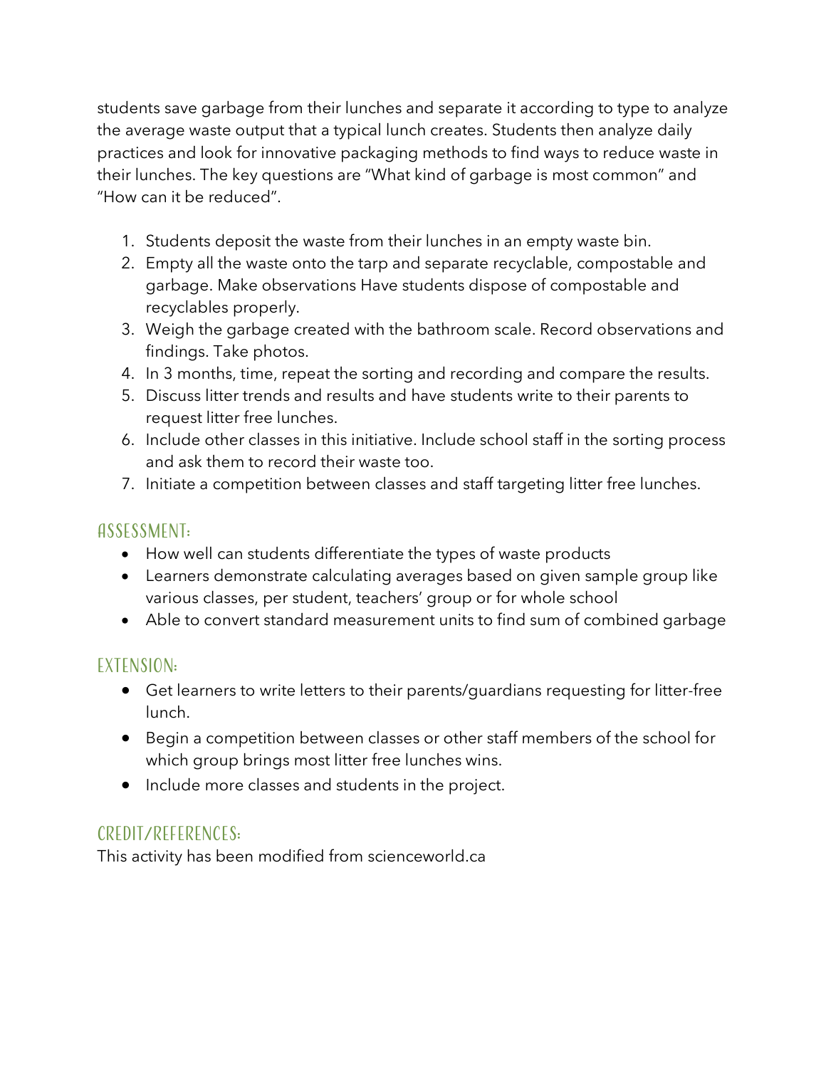students save garbage from their lunches and separate it according to type to analyze the average waste output that a typical lunch creates. Students then analyze daily practices and look for innovative packaging methods to find ways to reduce waste in their lunches. The key questions are "What kind of garbage is most common" and "How can it be reduced".

1. Students deposit the waste from their lunches in an empty waste bin.
2. Empty all the waste onto the tarp and separate recyclable, compostable and garbage. Make observations Have students dispose of compostable and recyclables properly.
3. Weigh the garbage created with the bathroom scale. Record observations and findings. Take photos.
4. In 3 months, time, repeat the sorting and recording and compare the results.
5. Discuss litter trends and results and have students write to their parents to request litter free lunches.
6. Include other classes in this initiative. Include school staff in the sorting process and ask them to record their waste too.
7. Initiate a competition between classes and staff targeting litter free lunches.

## Assessment:

- How well can students differentiate the types of waste products
- Learners demonstrate calculating averages based on given sample group like various classes, per student, teachers' group or for whole school
- Able to convert standard measurement units to find sum of combined garbage

## Extension:

- Get learners to write letters to their parents/guardians requesting for litter-free lunch.
- Begin a competition between classes or other staff members of the school for which group brings most litter free lunches wins.
- Include more classes and students in the project.

## Credit/References:

This activity has been modified from scienceworld.ca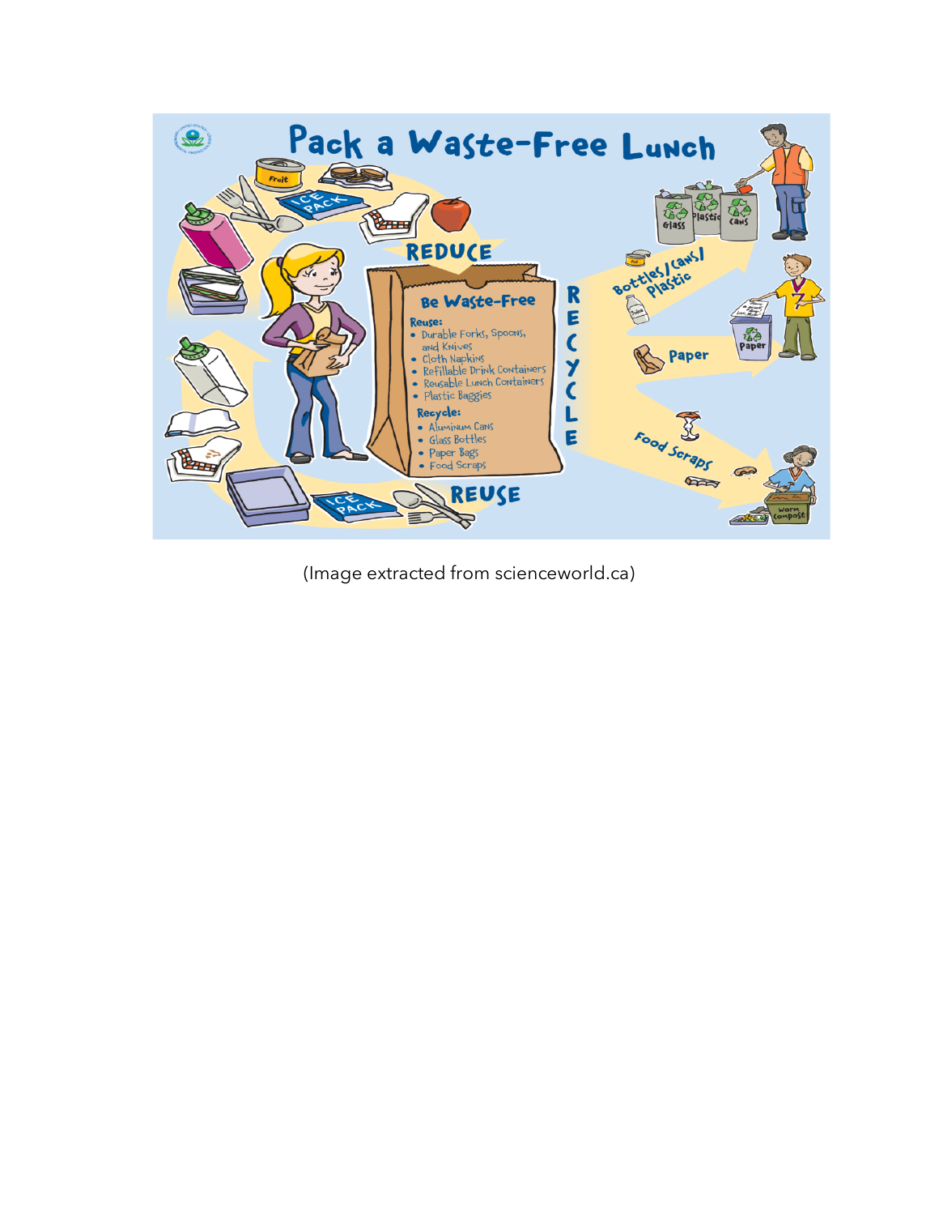# Pack a Waste-Free Lunch

REDUCE

## Be Waste-Free

**Reuse:**

- Durable Forks, Spoons, and Knives
- Cloth Napkins
- Refillable Drink Containers
- Reusable Lunch Containers
- Plastic Baggies

**Recycle:**

- Aluminum Cans
- Glass Bottles
- Paper Bags
- Food Scraps

REUSE

RECYCLE

Bottles/Cans/Plastic

Paper

Food Scraps

Glass

Plastic

Cans

Worm Compost

(Image extracted from scienceworld.ca)